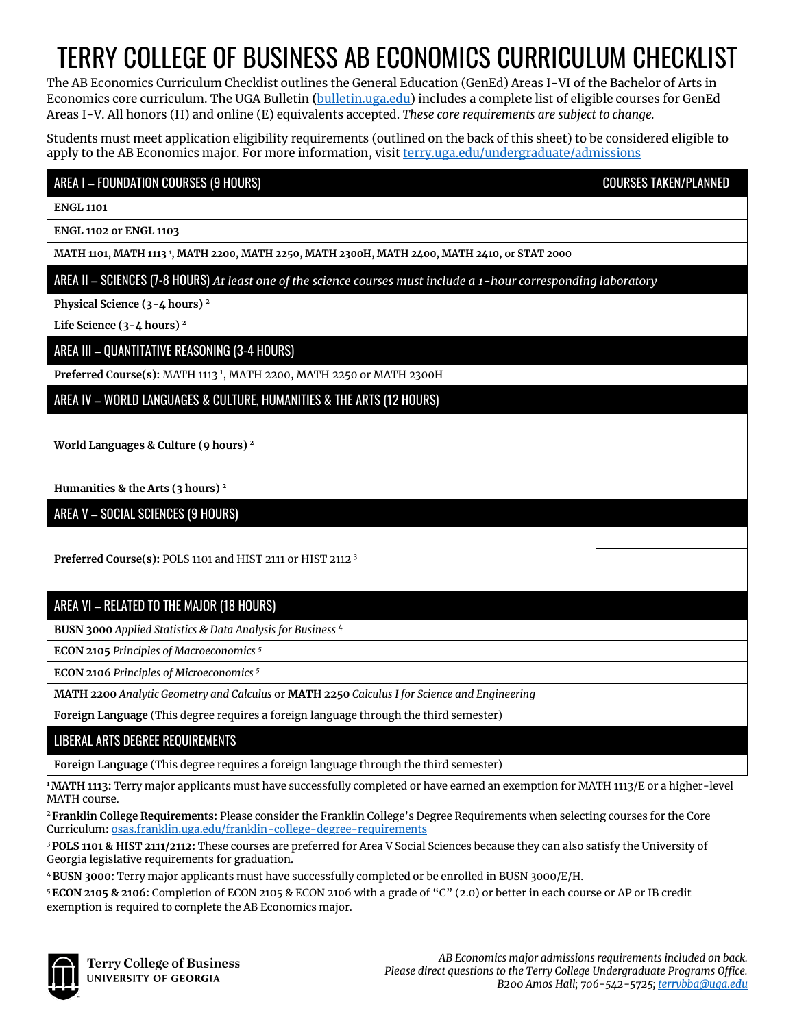# TERRY COLLEGE OF BUSINESS AB ECONOMICS CURRICULUM CHECKLIST

The AB Economics Curriculum Checklist outlines the General Education (GenEd) Areas I-VI of the Bachelor of Arts in Economics core curriculum. The UGA Bulletin (bulletin.uga.edu) includes a complete list of eligible courses for GenEd Areas I-V. All honors (H) and online (E) equivalents accepted. *These core requirements are subject to change.*

Students must meet application eligibility requirements (outlined on the back of this sheet) to be considered eligible to apply to the AB Economics major. For more information, visit terry.uga.edu/undergraduate/admissions

| AREA I – FOUNDATION COURSES (9 HOURS) | COURSES TAKEN/PLANNED |
|---|---|
| **ENGL 1101** | |
| **ENGL 1102 or ENGL 1103** | |
| **MATH 1101, MATH 1113 [1], MATH 2200, MATH 2250, MATH 2300H, MATH 2400, MATH 2410, or STAT 2000** | |
| **AREA II – SCIENCES (7-8 HOURS)** *At least one of the science courses must include a 1-hour corresponding laboratory* | |
| **Physical Science (3-4 hours) [2]** | |
| **Life Science (3-4 hours) [2]** | |
| **AREA III – QUANTITATIVE REASONING (3-4 HOURS)** | |
| **Preferred Course(s):** MATH 1113 [1], MATH 2200, MATH 2250 or MATH 2300H | |
| **AREA IV – WORLD LANGUAGES & CULTURE, HUMANITIES & THE ARTS (12 HOURS)** | |
| **World Languages & Culture (9 hours) [2]** | |
| | |
| | |
| **Humanities & the Arts (3 hours) [2]** | |
| **AREA V – SOCIAL SCIENCES (9 HOURS)** | |
| **Preferred Course(s):** POLS 1101 and HIST 2111 or HIST 2112 [3] | |
| | |
| | |
| **AREA VI – RELATED TO THE MAJOR (18 HOURS)** | |
| **BUSN 3000** *Applied Statistics & Data Analysis for Business* [4] | |
| **ECON 2105** *Principles of Macroeconomics* [5] | |
| **ECON 2106** *Principles of Microeconomics* [5] | |
| **MATH 2200** *Analytic Geometry and Calculus* or **MATH 2250** *Calculus I for Science and Engineering* | |
| **Foreign Language** (This degree requires a foreign language through the third semester) | |
| **LIBERAL ARTS DEGREE REQUIREMENTS** | |
| **Foreign Language** (This degree requires a foreign language through the third semester) | |

[1] **MATH 1113:** Terry major applicants must have successfully completed or have earned an exemption for MATH 1113/E or a higher-level MATH course.

[2] **Franklin College Requirements:** Please consider the Franklin College's Degree Requirements when selecting courses for the Core Curriculum: osas.franklin.uga.edu/franklin-college-degree-requirements

[3] **POLS 1101 & HIST 2111/2112:** These courses are preferred for Area V Social Sciences because they can also satisfy the University of Georgia legislative requirements for graduation.

[4] **BUSN 3000:** Terry major applicants must have successfully completed or be enrolled in BUSN 3000/E/H.

[5] **ECON 2105 & 2106:** Completion of ECON 2105 & ECON 2106 with a grade of "C" (2.0) or better in each course or AP or IB credit exemption is required to complete the AB Economics major.

Terry College of Business
UNIVERSITY OF GEORGIA

*AB Economics major admissions requirements included on back.*
*Please direct questions to the Terry College Undergraduate Programs Office.*
*B200 Amos Hall; 706-542-5725; terrybba@uga.edu*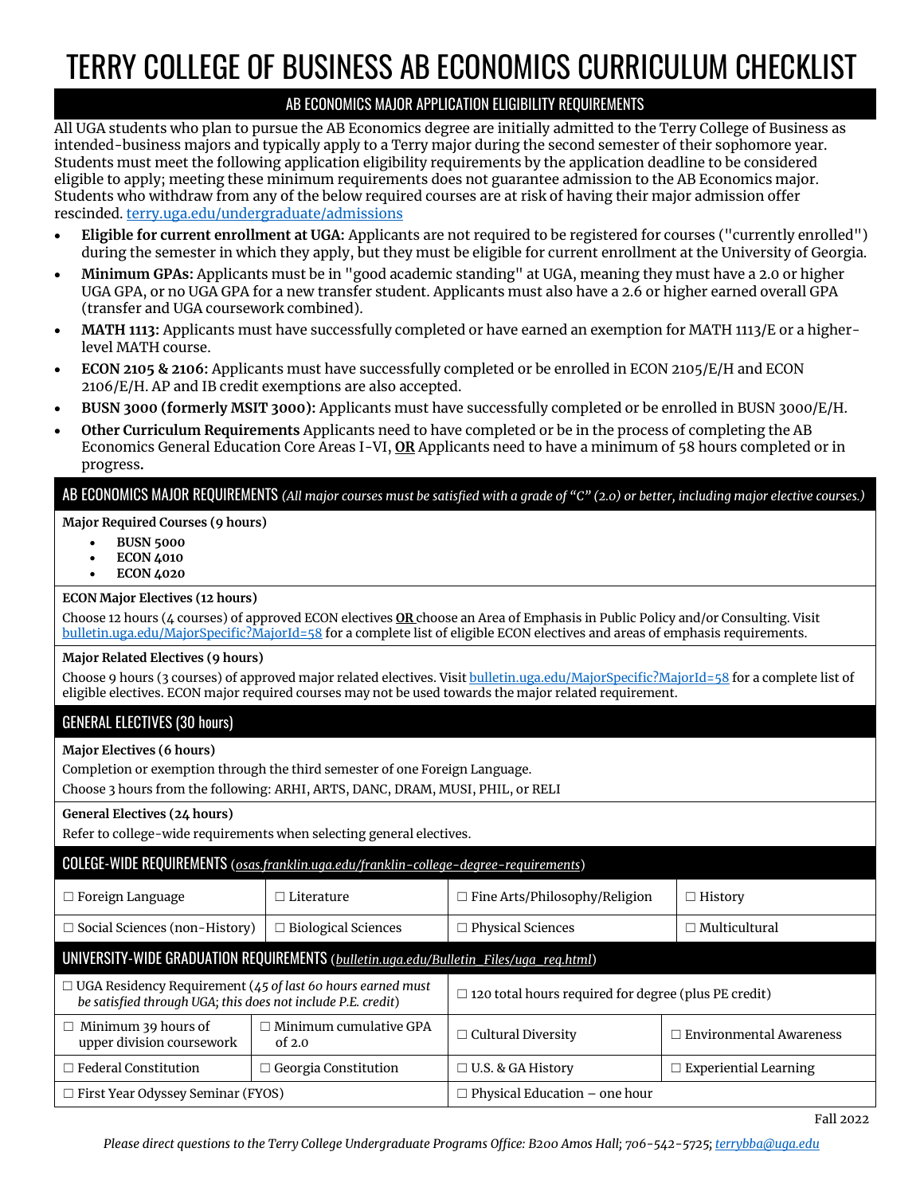# TERRY COLLEGE OF BUSINESS AB ECONOMICS CURRICULUM CHECKLIST

## AB ECONOMICS MAJOR APPLICATION ELIGIBILITY REQUIREMENTS

All UGA students who plan to pursue the AB Economics degree are initially admitted to the Terry College of Business as intended-business majors and typically apply to a Terry major during the second semester of their sophomore year. Students must meet the following application eligibility requirements by the application deadline to be considered eligible to apply; meeting these minimum requirements does not guarantee admission to the AB Economics major. Students who withdraw from any of the below required courses are at risk of having their major admission offer rescinded. terry.uga.edu/undergraduate/admissions

- **Eligible for current enrollment at UGA:** Applicants are not required to be registered for courses ("currently enrolled") during the semester in which they apply, but they must be eligible for current enrollment at the University of Georgia.
- **Minimum GPAs:** Applicants must be in "good academic standing" at UGA, meaning they must have a 2.0 or higher UGA GPA, or no UGA GPA for a new transfer student. Applicants must also have a 2.6 or higher earned overall GPA (transfer and UGA coursework combined).
- **MATH 1113:** Applicants must have successfully completed or have earned an exemption for MATH 1113/E or a higher-level MATH course.
- **ECON 2105 & 2106:** Applicants must have successfully completed or be enrolled in ECON 2105/E/H and ECON 2106/E/H. AP and IB credit exemptions are also accepted.
- **BUSN 3000 (formerly MSIT 3000):** Applicants must have successfully completed or be enrolled in BUSN 3000/E/H.
- **Other Curriculum Requirements** Applicants need to have completed or be in the process of completing the AB Economics General Education Core Areas I-VI, **OR** Applicants need to have a minimum of 58 hours completed or in progress.

## AB ECONOMICS MAJOR REQUIREMENTS *(All major courses must be satisfied with a grade of "C" (2.0) or better, including major elective courses.)*

**Major Required Courses (9 hours)**

- **BUSN 5000**
- **ECON 4010**
- **ECON 4020**

**ECON Major Electives (12 hours)**

Choose 12 hours (4 courses) of approved ECON electives **OR** choose an Area of Emphasis in Public Policy and/or Consulting. Visit bulletin.uga.edu/MajorSpecific?MajorId=58 for a complete list of eligible ECON electives and areas of emphasis requirements.

**Major Related Electives (9 hours)**

Choose 9 hours (3 courses) of approved major related electives. Visit bulletin.uga.edu/MajorSpecific?MajorId=58 for a complete list of eligible electives. ECON major required courses may not be used towards the major related requirement.

## GENERAL ELECTIVES (30 hours)

**Major Electives (6 hours)**

Completion or exemption through the third semester of one Foreign Language.

Choose 3 hours from the following: ARHI, ARTS, DANC, DRAM, MUSI, PHIL, or RELI

**General Electives (24 hours)**

Refer to college-wide requirements when selecting general electives.

## COLEGE-WIDE REQUIREMENTS (*osas.franklin.uga.edu/franklin-college-degree-requirements*)

| | | | |
|---|---|---|---|
| ☐ Foreign Language | ☐ Literature | ☐ Fine Arts/Philosophy/Religion | ☐ History |
| ☐ Social Sciences (non-History) | ☐ Biological Sciences | ☐ Physical Sciences | ☐ Multicultural |

## UNIVERSITY-WIDE GRADUATION REQUIREMENTS (*bulletin.uga.edu/Bulletin_Files/uga_req.html*)

| | | | |
|---|---|---|---|
| ☐ UGA Residency Requirement (*45 of last 60 hours earned must be satisfied through UGA; this does not include P.E. credit*) | | ☐ 120 total hours required for degree (plus PE credit) | |
| ☐ Minimum 39 hours of upper division coursework | ☐ Minimum cumulative GPA of 2.0 | ☐ Cultural Diversity | ☐ Environmental Awareness |
| ☐ Federal Constitution | ☐ Georgia Constitution | ☐ U.S. & GA History | ☐ Experiential Learning |
| ☐ First Year Odyssey Seminar (FYOS) | | ☐ Physical Education – one hour | |

Fall 2022

*Please direct questions to the Terry College Undergraduate Programs Office: B200 Amos Hall; 706-542-5725; terrybba@uga.edu*